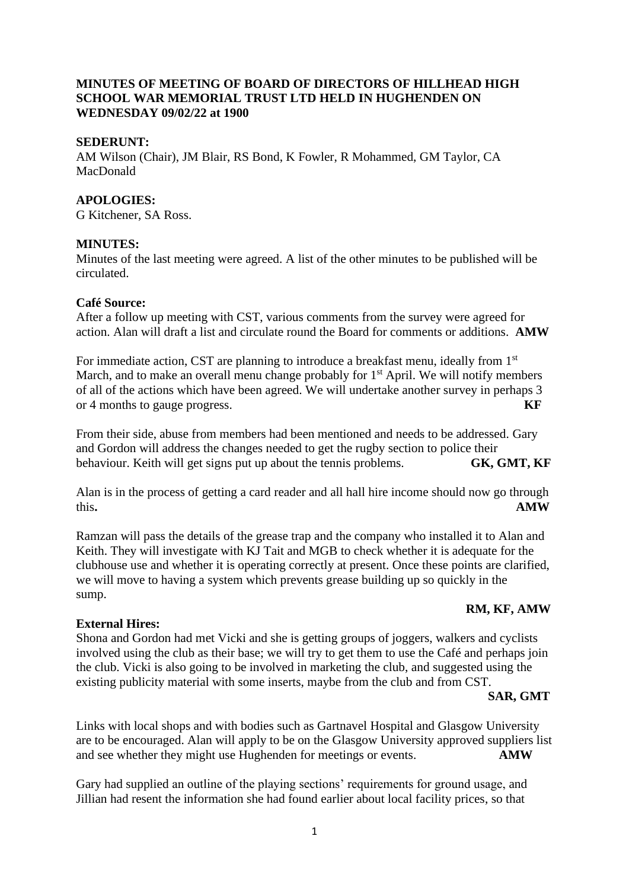**MINUTES OF MEETING OF BOARD OF DIRECTORS OF HILLHEAD HIGH SCHOOL WAR MEMORIAL TRUST LTD HELD IN HUGHENDEN ON WEDNESDAY 09/02/22 at 1900**

**SEDERUNT:**
AM Wilson (Chair), JM Blair, RS Bond, K Fowler, R Mohammed, GM Taylor, CA MacDonald

**APOLOGIES:**
G Kitchener, SA Ross.

**MINUTES:**
Minutes of the last meeting were agreed. A list of the other minutes to be published will be circulated.

**Café Source:**
After a follow up meeting with CST, various comments from the survey were agreed for action. Alan will draft a list and circulate round the Board for comments or additions. **AMW**

For immediate action, CST are planning to introduce a breakfast menu, ideally from 1st March, and to make an overall menu change probably for 1st April. We will notify members of all of the actions which have been agreed. We will undertake another survey in perhaps 3 or 4 months to gauge progress. **KF**

From their side, abuse from members had been mentioned and needs to be addressed. Gary and Gordon will address the changes needed to get the rugby section to police their behaviour. Keith will get signs put up about the tennis problems. **GK, GMT, KF**

Alan is in the process of getting a card reader and all hall hire income should now go through this. **AMW**

Ramzan will pass the details of the grease trap and the company who installed it to Alan and Keith. They will investigate with KJ Tait and MGB to check whether it is adequate for the clubhouse use and whether it is operating correctly at present. Once these points are clarified, we will move to having a system which prevents grease building up so quickly in the sump.

**RM, KF, AMW**

**External Hires:**
Shona and Gordon had met Vicki and she is getting groups of joggers, walkers and cyclists involved using the club as their base; we will try to get them to use the Café and perhaps join the club. Vicki is also going to be involved in marketing the club, and suggested using the existing publicity material with some inserts, maybe from the club and from CST.

**SAR, GMT**

Links with local shops and with bodies such as Gartnavel Hospital and Glasgow University are to be encouraged. Alan will apply to be on the Glasgow University approved suppliers list and see whether they might use Hughenden for meetings or events. **AMW**

Gary had supplied an outline of the playing sections' requirements for ground usage, and Jillian had resent the information she had found earlier about local facility prices, so that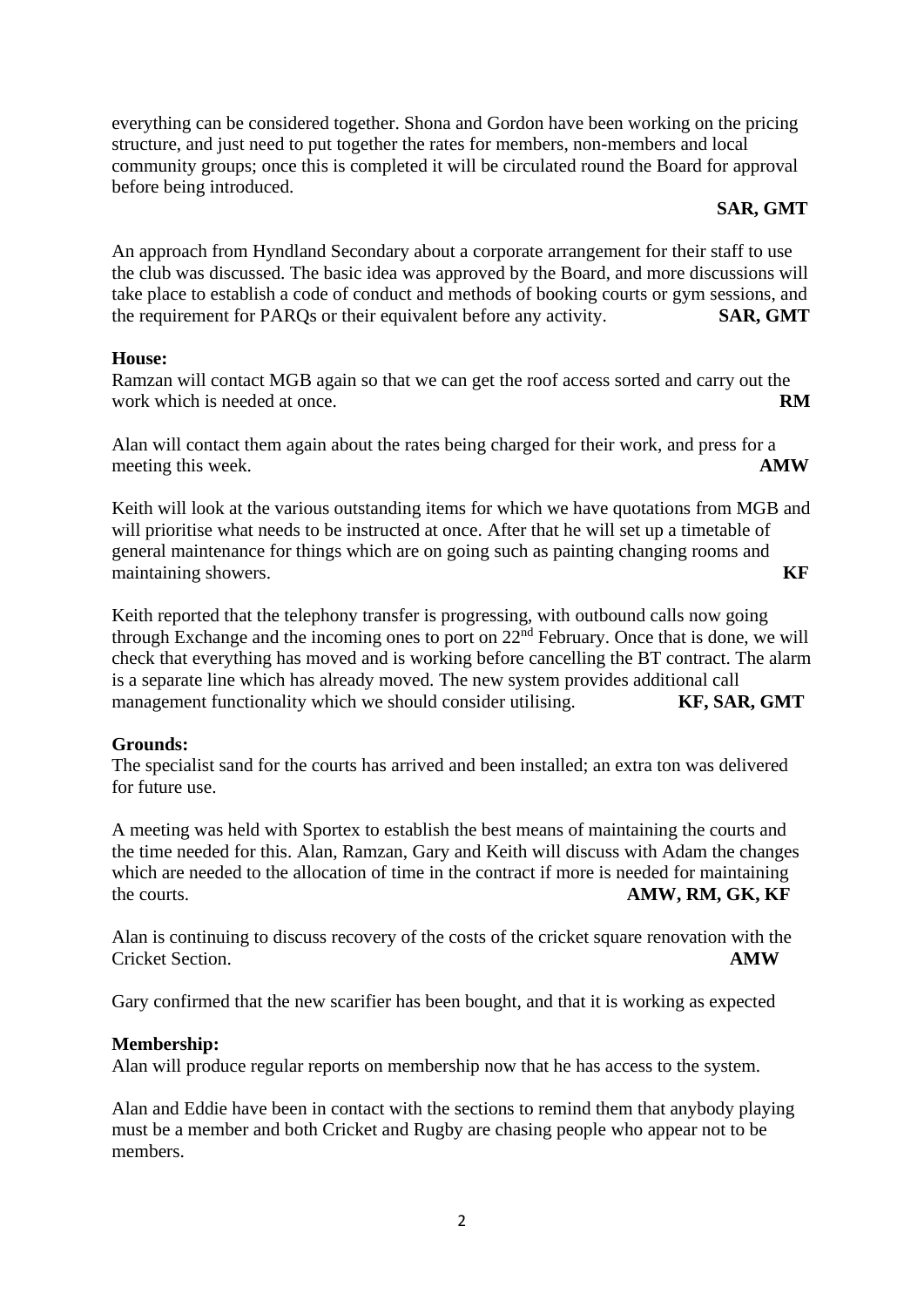everything can be considered together. Shona and Gordon have been working on the pricing structure, and just need to put together the rates for members, non-members and local community groups; once this is completed it will be circulated round the Board for approval before being introduced.

**SAR, GMT**

An approach from Hyndland Secondary about a corporate arrangement for their staff to use the club was discussed. The basic idea was approved by the Board, and more discussions will take place to establish a code of conduct and methods of booking courts or gym sessions, and the requirement for PARQs or their equivalent before any activity. **SAR, GMT**

**House:**

Ramzan will contact MGB again so that we can get the roof access sorted and carry out the work which is needed at once. **RM**

Alan will contact them again about the rates being charged for their work, and press for a meeting this week. **AMW**

Keith will look at the various outstanding items for which we have quotations from MGB and will prioritise what needs to be instructed at once. After that he will set up a timetable of general maintenance for things which are on going such as painting changing rooms and maintaining showers. **KF**

Keith reported that the telephony transfer is progressing, with outbound calls now going through Exchange and the incoming ones to port on 22nd February. Once that is done, we will check that everything has moved and is working before cancelling the BT contract. The alarm is a separate line which has already moved. The new system provides additional call management functionality which we should consider utilising. **KF, SAR, GMT**

**Grounds:**

The specialist sand for the courts has arrived and been installed; an extra ton was delivered for future use.

A meeting was held with Sportex to establish the best means of maintaining the courts and the time needed for this. Alan, Ramzan, Gary and Keith will discuss with Adam the changes which are needed to the allocation of time in the contract if more is needed for maintaining the courts. **AMW, RM, GK, KF**

Alan is continuing to discuss recovery of the costs of the cricket square renovation with the Cricket Section. **AMW**

Gary confirmed that the new scarifier has been bought, and that it is working as expected

**Membership:**

Alan will produce regular reports on membership now that he has access to the system.

Alan and Eddie have been in contact with the sections to remind them that anybody playing must be a member and both Cricket and Rugby are chasing people who appear not to be members.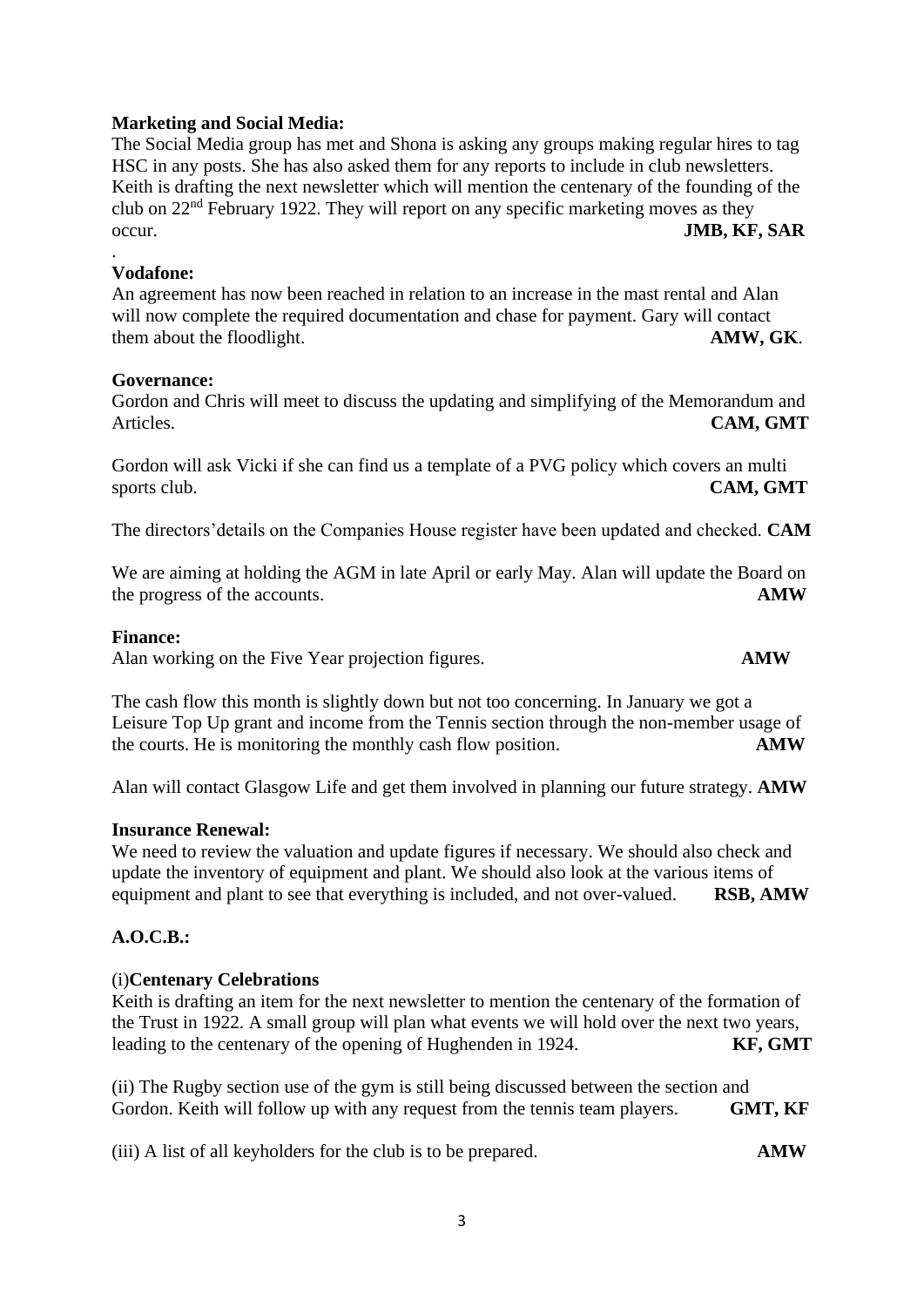**Marketing and Social Media:**
The Social Media group has met and Shona is asking any groups making regular hires to tag HSC in any posts. She has also asked them for any reports to include in club newsletters. Keith is drafting the next newsletter which will mention the centenary of the founding of the club on 22nd February 1922. They will report on any specific marketing moves as they occur. **JMB, KF, SAR**

.
**Vodafone:**
An agreement has now been reached in relation to an increase in the mast rental and Alan will now complete the required documentation and chase for payment. Gary will contact them about the floodlight. **AMW, GK**.

**Governance:**
Gordon and Chris will meet to discuss the updating and simplifying of the Memorandum and Articles. **CAM, GMT**

Gordon will ask Vicki if she can find us a template of a PVG policy which covers an multi sports club. **CAM, GMT**

The directors'details on the Companies House register have been updated and checked. **CAM**

We are aiming at holding the AGM in late April or early May. Alan will update the Board on the progress of the accounts. **AMW**

**Finance:**
Alan working on the Five Year projection figures. **AMW**

The cash flow this month is slightly down but not too concerning. In January we got a Leisure Top Up grant and income from the Tennis section through the non-member usage of the courts. He is monitoring the monthly cash flow position. **AMW**

Alan will contact Glasgow Life and get them involved in planning our future strategy. **AMW**

**Insurance Renewal:**
We need to review the valuation and update figures if necessary. We should also check and update the inventory of equipment and plant. We should also look at the various items of equipment and plant to see that everything is included, and not over-valued. **RSB, AMW**

**A.O.C.B.:**

(i)**Centenary Celebrations**
Keith is drafting an item for the next newsletter to mention the centenary of the formation of the Trust in 1922. A small group will plan what events we will hold over the next two years, leading to the centenary of the opening of Hughenden in 1924. **KF, GMT**

(ii) The Rugby section use of the gym is still being discussed between the section and Gordon. Keith will follow up with any request from the tennis team players. **GMT, KF**

(iii) A list of all keyholders for the club is to be prepared. **AMW**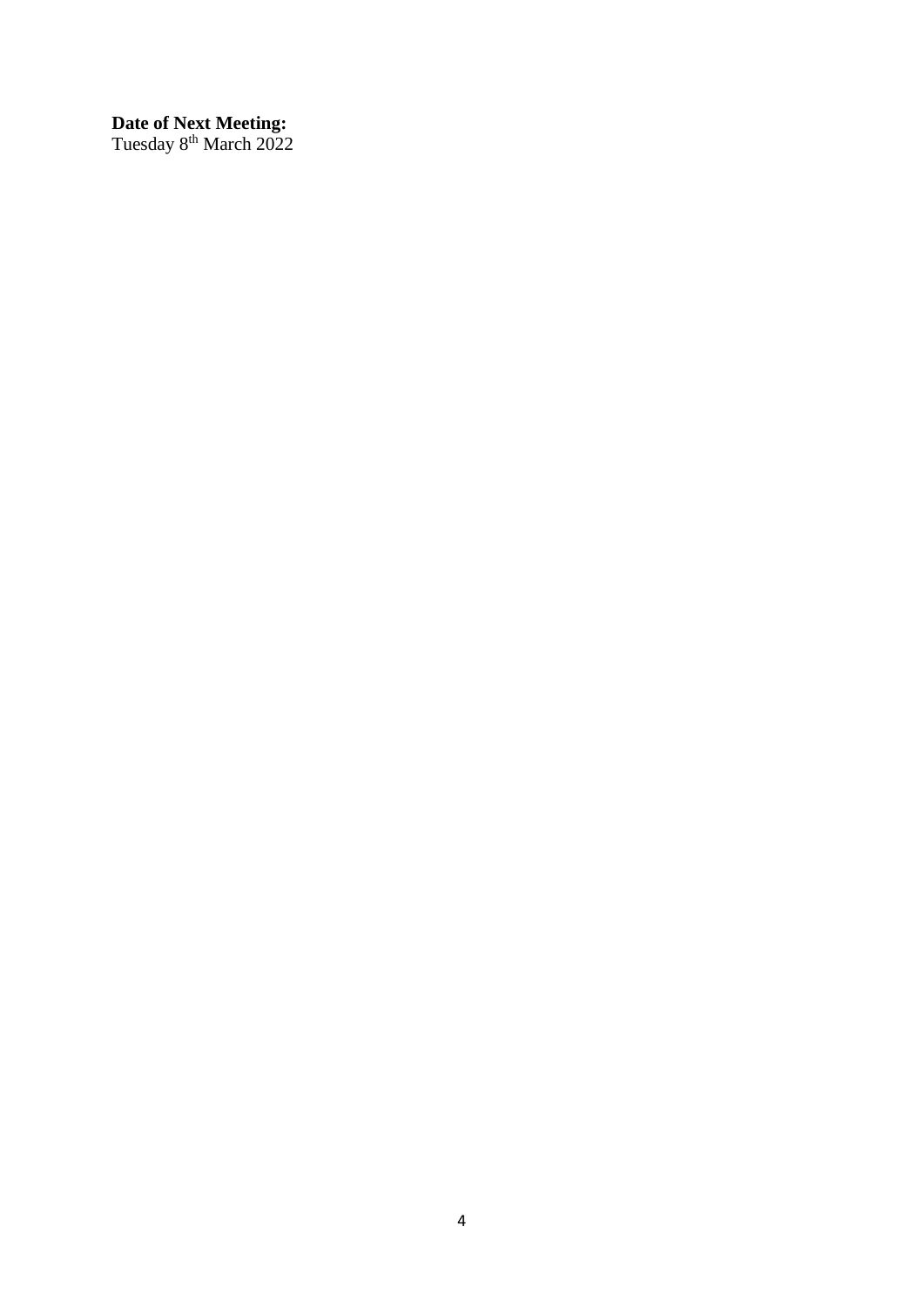**Date of Next Meeting:**
Tuesday 8th March 2022